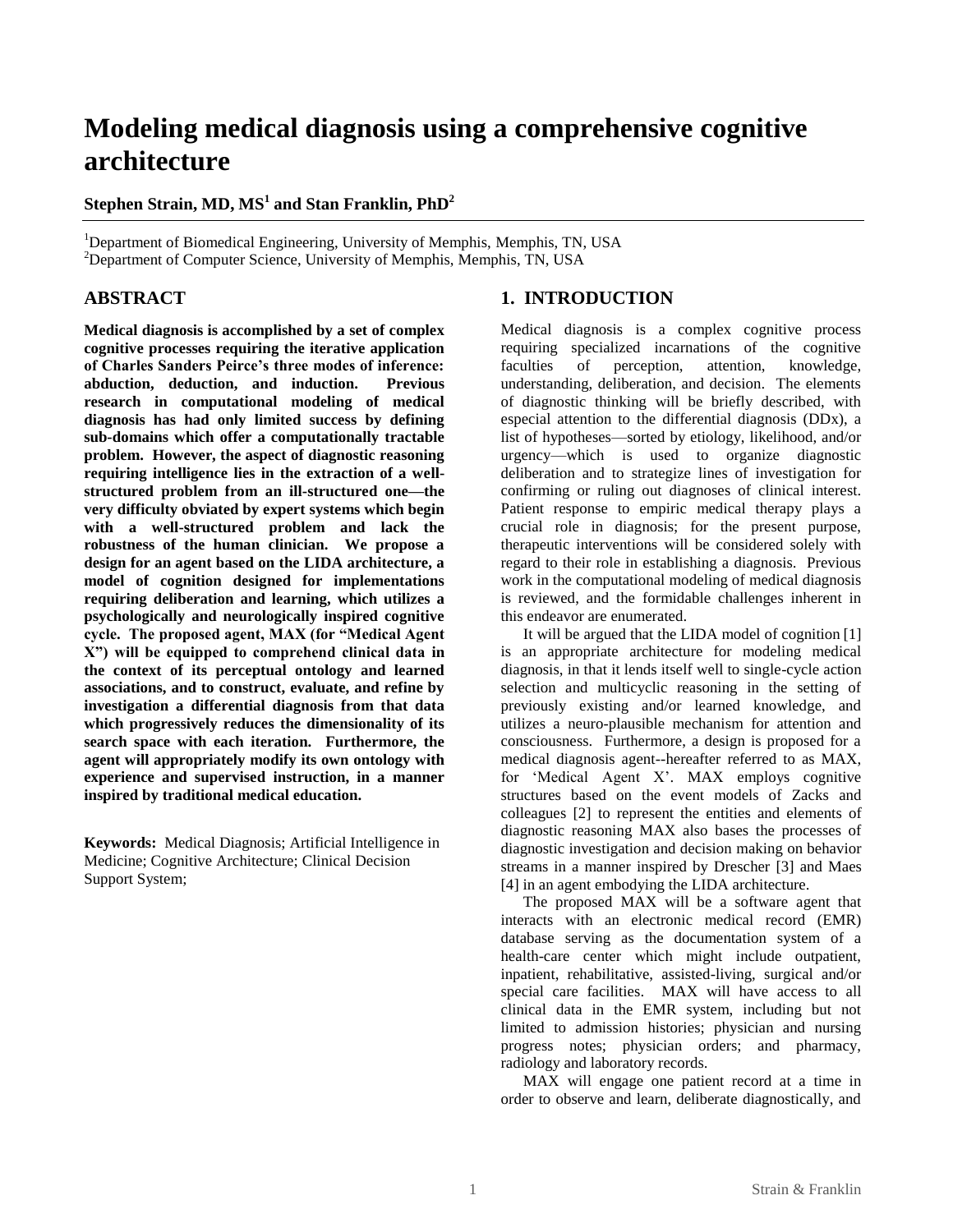# Modeling medical diagnosis using a comprehensive cognitive architecture

**Stephen Strain, MD, MS[1] and Stan Franklin, PhD[2]**

[1]Department of Biomedical Engineering, University of Memphis, Memphis, TN, USA
[2]Department of Computer Science, University of Memphis, Memphis, TN, USA

## ABSTRACT

**Medical diagnosis is accomplished by a set of complex cognitive processes requiring the iterative application of Charles Sanders Peirce's three modes of inference: abduction, deduction, and induction. Previous research in computational modeling of medical diagnosis has had only limited success by defining sub-domains which offer a computationally tractable problem. However, the aspect of diagnostic reasoning requiring intelligence lies in the extraction of a well-structured problem from an ill-structured one—the very difficulty obviated by expert systems which begin with a well-structured problem and lack the robustness of the human clinician. We propose a design for an agent based on the LIDA architecture, a model of cognition designed for implementations requiring deliberation and learning, which utilizes a psychologically and neurologically inspired cognitive cycle. The proposed agent, MAX (for "Medical Agent X") will be equipped to comprehend clinical data in the context of its perceptual ontology and learned associations, and to construct, evaluate, and refine by investigation a differential diagnosis from that data which progressively reduces the dimensionality of its search space with each iteration. Furthermore, the agent will appropriately modify its own ontology with experience and supervised instruction, in a manner inspired by traditional medical education.**

**Keywords:** Medical Diagnosis; Artificial Intelligence in Medicine; Cognitive Architecture; Clinical Decision Support System;

## 1. INTRODUCTION

Medical diagnosis is a complex cognitive process requiring specialized incarnations of the cognitive faculties of perception, attention, knowledge, understanding, deliberation, and decision. The elements of diagnostic thinking will be briefly described, with especial attention to the differential diagnosis (DDx), a list of hypotheses—sorted by etiology, likelihood, and/or urgency—which is used to organize diagnostic deliberation and to strategize lines of investigation for confirming or ruling out diagnoses of clinical interest. Patient response to empiric medical therapy plays a crucial role in diagnosis; for the present purpose, therapeutic interventions will be considered solely with regard to their role in establishing a diagnosis. Previous work in the computational modeling of medical diagnosis is reviewed, and the formidable challenges inherent in this endeavor are enumerated.

It will be argued that the LIDA model of cognition [1] is an appropriate architecture for modeling medical diagnosis, in that it lends itself well to single-cycle action selection and multicyclic reasoning in the setting of previously existing and/or learned knowledge, and utilizes a neuro-plausible mechanism for attention and consciousness. Furthermore, a design is proposed for a medical diagnosis agent--hereafter referred to as MAX, for 'Medical Agent X'. MAX employs cognitive structures based on the event models of Zacks and colleagues [2] to represent the entities and elements of diagnostic reasoning MAX also bases the processes of diagnostic investigation and decision making on behavior streams in a manner inspired by Drescher [3] and Maes [4] in an agent embodying the LIDA architecture.

The proposed MAX will be a software agent that interacts with an electronic medical record (EMR) database serving as the documentation system of a health-care center which might include outpatient, inpatient, rehabilitative, assisted-living, surgical and/or special care facilities. MAX will have access to all clinical data in the EMR system, including but not limited to admission histories; physician and nursing progress notes; physician orders; and pharmacy, radiology and laboratory records.

MAX will engage one patient record at a time in order to observe and learn, deliberate diagnostically, and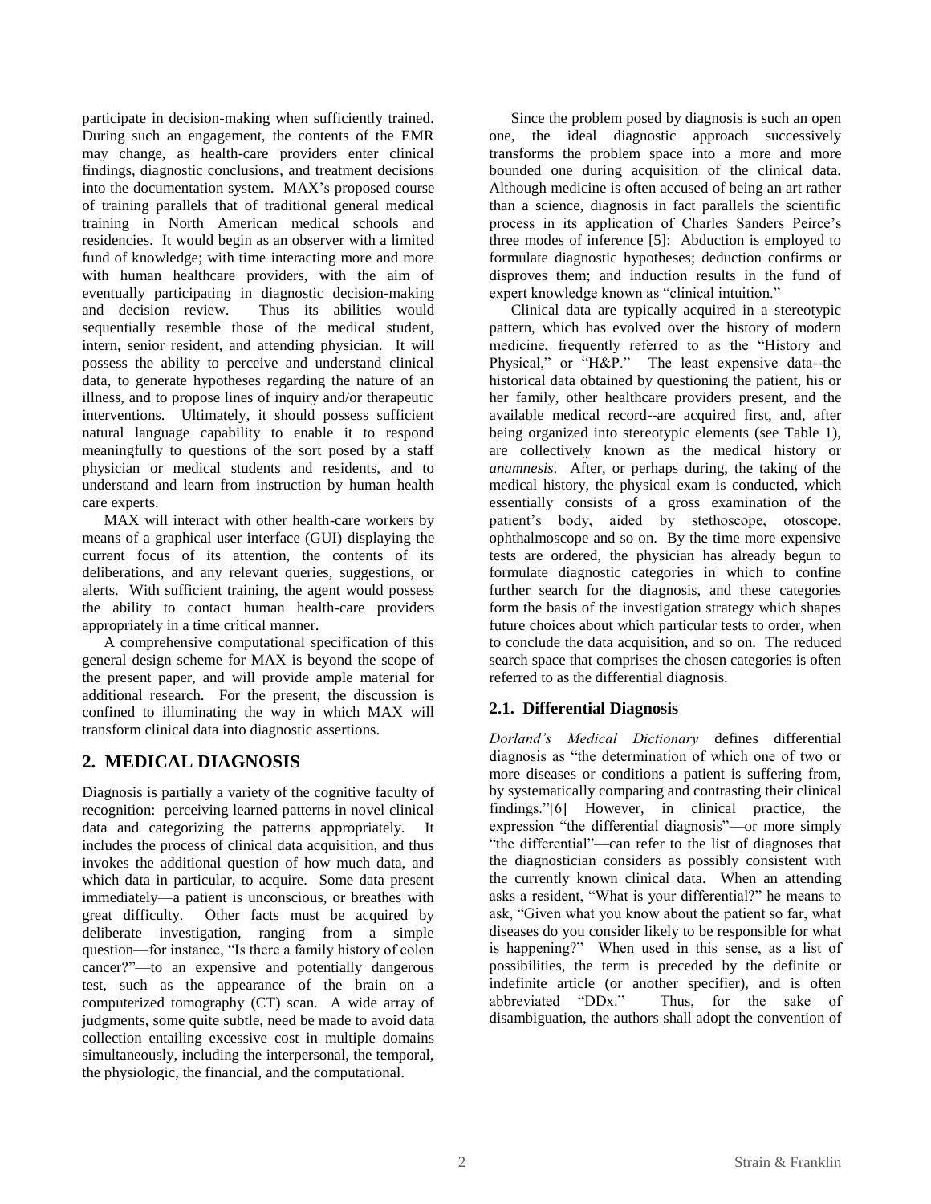participate in decision-making when sufficiently trained. During such an engagement, the contents of the EMR may change, as health-care providers enter clinical findings, diagnostic conclusions, and treatment decisions into the documentation system. MAX's proposed course of training parallels that of traditional general medical training in North American medical schools and residencies. It would begin as an observer with a limited fund of knowledge; with time interacting more and more with human healthcare providers, with the aim of eventually participating in diagnostic decision-making and decision review. Thus its abilities would sequentially resemble those of the medical student, intern, senior resident, and attending physician. It will possess the ability to perceive and understand clinical data, to generate hypotheses regarding the nature of an illness, and to propose lines of inquiry and/or therapeutic interventions. Ultimately, it should possess sufficient natural language capability to enable it to respond meaningfully to questions of the sort posed by a staff physician or medical students and residents, and to understand and learn from instruction by human health care experts.

MAX will interact with other health-care workers by means of a graphical user interface (GUI) displaying the current focus of its attention, the contents of its deliberations, and any relevant queries, suggestions, or alerts. With sufficient training, the agent would possess the ability to contact human health-care providers appropriately in a time critical manner.

A comprehensive computational specification of this general design scheme for MAX is beyond the scope of the present paper, and will provide ample material for additional research. For the present, the discussion is confined to illuminating the way in which MAX will transform clinical data into diagnostic assertions.

## 2. MEDICAL DIAGNOSIS

Diagnosis is partially a variety of the cognitive faculty of recognition: perceiving learned patterns in novel clinical data and categorizing the patterns appropriately. It includes the process of clinical data acquisition, and thus invokes the additional question of how much data, and which data in particular, to acquire. Some data present immediately—a patient is unconscious, or breathes with great difficulty. Other facts must be acquired by deliberate investigation, ranging from a simple question—for instance, "Is there a family history of colon cancer?"—to an expensive and potentially dangerous test, such as the appearance of the brain on a computerized tomography (CT) scan. A wide array of judgments, some quite subtle, need be made to avoid data collection entailing excessive cost in multiple domains simultaneously, including the interpersonal, the temporal, the physiologic, the financial, and the computational.

Since the problem posed by diagnosis is such an open one, the ideal diagnostic approach successively transforms the problem space into a more and more bounded one during acquisition of the clinical data. Although medicine is often accused of being an art rather than a science, diagnosis in fact parallels the scientific process in its application of Charles Sanders Peirce's three modes of inference [5]: Abduction is employed to formulate diagnostic hypotheses; deduction confirms or disproves them; and induction results in the fund of expert knowledge known as "clinical intuition."

Clinical data are typically acquired in a stereotypic pattern, which has evolved over the history of modern medicine, frequently referred to as the "History and Physical," or "H&P." The least expensive data--the historical data obtained by questioning the patient, his or her family, other healthcare providers present, and the available medical record--are acquired first, and, after being organized into stereotypic elements (see Table 1), are collectively known as the medical history or *anamnesis*. After, or perhaps during, the taking of the medical history, the physical exam is conducted, which essentially consists of a gross examination of the patient's body, aided by stethoscope, otoscope, ophthalmoscope and so on. By the time more expensive tests are ordered, the physician has already begun to formulate diagnostic categories in which to confine further search for the diagnosis, and these categories form the basis of the investigation strategy which shapes future choices about which particular tests to order, when to conclude the data acquisition, and so on. The reduced search space that comprises the chosen categories is often referred to as the differential diagnosis.

### 2.1. Differential Diagnosis

*Dorland's Medical Dictionary* defines differential diagnosis as "the determination of which one of two or more diseases or conditions a patient is suffering from, by systematically comparing and contrasting their clinical findings."[6] However, in clinical practice, the expression "the differential diagnosis"—or more simply "the differential"—can refer to the list of diagnoses that the diagnostician considers as possibly consistent with the currently known clinical data. When an attending asks a resident, "What is your differential?" he means to ask, "Given what you know about the patient so far, what diseases do you consider likely to be responsible for what is happening?" When used in this sense, as a list of possibilities, the term is preceded by the definite or indefinite article (or another specifier), and is often abbreviated "DDx." Thus, for the sake of disambiguation, the authors shall adopt the convention of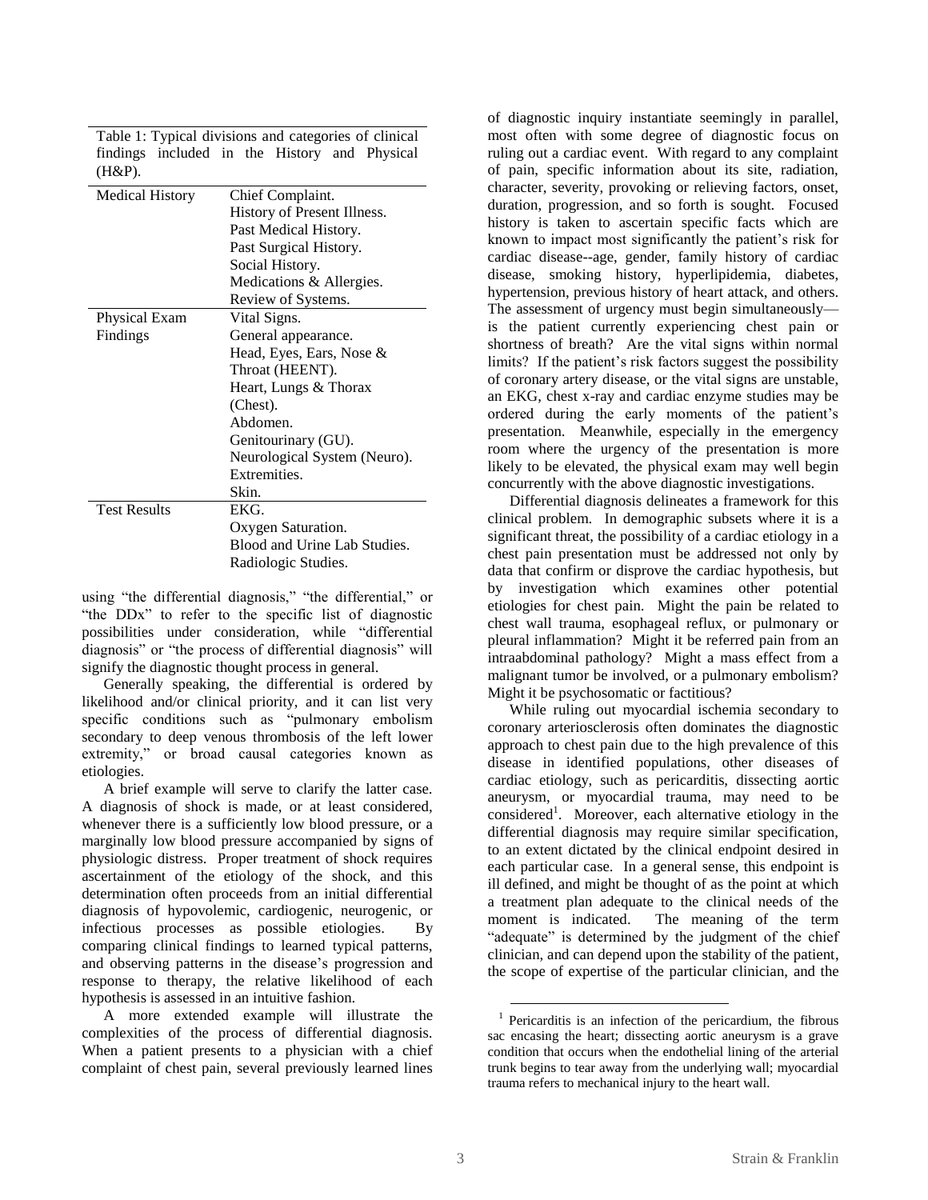Table 1: Typical divisions and categories of clinical findings included in the History and Physical (H&P).

| | |
|---|---|
| Medical History | Chief Complaint.<br>History of Present Illness.<br>Past Medical History.<br>Past Surgical History.<br>Social History.<br>Medications & Allergies.<br>Review of Systems. |
| Physical Exam Findings | Vital Signs.<br>General appearance.<br>Head, Eyes, Ears, Nose & Throat (HEENT).<br>Heart, Lungs & Thorax (Chest).<br>Abdomen.<br>Genitourinary (GU).<br>Neurological System (Neuro).<br>Extremities.<br>Skin. |
| Test Results | EKG.<br>Oxygen Saturation.<br>Blood and Urine Lab Studies.<br>Radiologic Studies. |

using "the differential diagnosis," "the differential," or "the DDx" to refer to the specific list of diagnostic possibilities under consideration, while "differential diagnosis" or "the process of differential diagnosis" will signify the diagnostic thought process in general.

Generally speaking, the differential is ordered by likelihood and/or clinical priority, and it can list very specific conditions such as "pulmonary embolism secondary to deep venous thrombosis of the left lower extremity," or broad causal categories known as etiologies.

A brief example will serve to clarify the latter case. A diagnosis of shock is made, or at least considered, whenever there is a sufficiently low blood pressure, or a marginally low blood pressure accompanied by signs of physiologic distress. Proper treatment of shock requires ascertainment of the etiology of the shock, and this determination often proceeds from an initial differential diagnosis of hypovolemic, cardiogenic, neurogenic, or infectious processes as possible etiologies. By comparing clinical findings to learned typical patterns, and observing patterns in the disease's progression and response to therapy, the relative likelihood of each hypothesis is assessed in an intuitive fashion.

A more extended example will illustrate the complexities of the process of differential diagnosis. When a patient presents to a physician with a chief complaint of chest pain, several previously learned lines of diagnostic inquiry instantiate seemingly in parallel, most often with some degree of diagnostic focus on ruling out a cardiac event. With regard to any complaint of pain, specific information about its site, radiation, character, severity, provoking or relieving factors, onset, duration, progression, and so forth is sought. Focused history is taken to ascertain specific facts which are known to impact most significantly the patient's risk for cardiac disease--age, gender, family history of cardiac disease, smoking history, hyperlipidemia, diabetes, hypertension, previous history of heart attack, and others. The assessment of urgency must begin simultaneously—is the patient currently experiencing chest pain or shortness of breath? Are the vital signs within normal limits? If the patient's risk factors suggest the possibility of coronary artery disease, or the vital signs are unstable, an EKG, chest x-ray and cardiac enzyme studies may be ordered during the early moments of the patient's presentation. Meanwhile, especially in the emergency room where the urgency of the presentation is more likely to be elevated, the physical exam may well begin concurrently with the above diagnostic investigations.

Differential diagnosis delineates a framework for this clinical problem. In demographic subsets where it is a significant threat, the possibility of a cardiac etiology in a chest pain presentation must be addressed not only by data that confirm or disprove the cardiac hypothesis, but by investigation which examines other potential etiologies for chest pain. Might the pain be related to chest wall trauma, esophageal reflux, or pulmonary or pleural inflammation? Might it be referred pain from an intraabdominal pathology? Might a mass effect from a malignant tumor be involved, or a pulmonary embolism? Might it be psychosomatic or factitious?

While ruling out myocardial ischemia secondary to coronary arteriosclerosis often dominates the diagnostic approach to chest pain due to the high prevalence of this disease in identified populations, other diseases of cardiac etiology, such as pericarditis, dissecting aortic aneurysm, or myocardial trauma, may need to be considered[1]. Moreover, each alternative etiology in the differential diagnosis may require similar specification, to an extent dictated by the clinical endpoint desired in each particular case. In a general sense, this endpoint is ill defined, and might be thought of as the point at which a treatment plan adequate to the clinical needs of the moment is indicated. The meaning of the term "adequate" is determined by the judgment of the chief clinician, and can depend upon the stability of the patient, the scope of expertise of the particular clinician, and the

[1] Pericarditis is an infection of the pericardium, the fibrous sac encasing the heart; dissecting aortic aneurysm is a grave condition that occurs when the endothelial lining of the arterial trunk begins to tear away from the underlying wall; myocardial trauma refers to mechanical injury to the heart wall.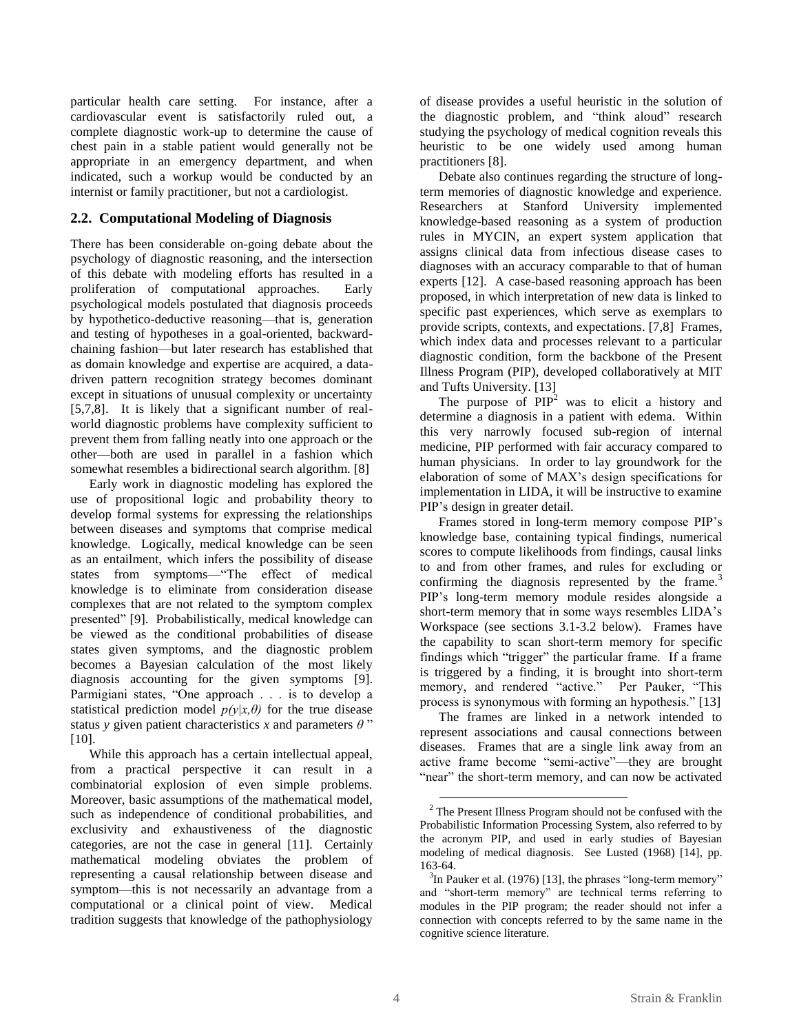particular health care setting. For instance, after a cardiovascular event is satisfactorily ruled out, a complete diagnostic work-up to determine the cause of chest pain in a stable patient would generally not be appropriate in an emergency department, and when indicated, such a workup would be conducted by an internist or family practitioner, but not a cardiologist.

## 2.2. Computational Modeling of Diagnosis

There has been considerable on-going debate about the psychology of diagnostic reasoning, and the intersection of this debate with modeling efforts has resulted in a proliferation of computational approaches. Early psychological models postulated that diagnosis proceeds by hypothetico-deductive reasoning—that is, generation and testing of hypotheses in a goal-oriented, backward-chaining fashion—but later research has established that as domain knowledge and expertise are acquired, a data-driven pattern recognition strategy becomes dominant except in situations of unusual complexity or uncertainty [5,7,8]. It is likely that a significant number of real-world diagnostic problems have complexity sufficient to prevent them from falling neatly into one approach or the other—both are used in parallel in a fashion which somewhat resembles a bidirectional search algorithm. [8]

Early work in diagnostic modeling has explored the use of propositional logic and probability theory to develop formal systems for expressing the relationships between diseases and symptoms that comprise medical knowledge. Logically, medical knowledge can be seen as an entailment, which infers the possibility of disease states from symptoms—"The effect of medical knowledge is to eliminate from consideration disease complexes that are not related to the symptom complex presented" [9]. Probabilistically, medical knowledge can be viewed as the conditional probabilities of disease states given symptoms, and the diagnostic problem becomes a Bayesian calculation of the most likely diagnosis accounting for the given symptoms [9]. Parmigiani states, "One approach . . . is to develop a statistical prediction model $p(y|x,\theta)$ for the true disease status $y$ given patient characteristics $x$ and parameters $\theta$" [10].

While this approach has a certain intellectual appeal, from a practical perspective it can result in a combinatorial explosion of even simple problems. Moreover, basic assumptions of the mathematical model, such as independence of conditional probabilities, and exclusivity and exhaustiveness of the diagnostic categories, are not the case in general [11]. Certainly mathematical modeling obviates the problem of representing a causal relationship between disease and symptom—this is not necessarily an advantage from a computational or a clinical point of view. Medical tradition suggests that knowledge of the pathophysiology of disease provides a useful heuristic in the solution of the diagnostic problem, and "think aloud" research studying the psychology of medical cognition reveals this heuristic to be one widely used among human practitioners [8].

Debate also continues regarding the structure of long-term memories of diagnostic knowledge and experience. Researchers at Stanford University implemented knowledge-based reasoning as a system of production rules in MYCIN, an expert system application that assigns clinical data from infectious disease cases to diagnoses with an accuracy comparable to that of human experts [12]. A case-based reasoning approach has been proposed, in which interpretation of new data is linked to specific past experiences, which serve as exemplars to provide scripts, contexts, and expectations. [7,8] Frames, which index data and processes relevant to a particular diagnostic condition, form the backbone of the Present Illness Program (PIP), developed collaboratively at MIT and Tufts University. [13]

The purpose of PIP[2] was to elicit a history and determine a diagnosis in a patient with edema. Within this very narrowly focused sub-region of internal medicine, PIP performed with fair accuracy compared to human physicians. In order to lay groundwork for the elaboration of some of MAX's design specifications for implementation in LIDA, it will be instructive to examine PIP's design in greater detail.

Frames stored in long-term memory compose PIP's knowledge base, containing typical findings, numerical scores to compute likelihoods from findings, causal links to and from other frames, and rules for excluding or confirming the diagnosis represented by the frame.[3] PIP's long-term memory module resides alongside a short-term memory that in some ways resembles LIDA's Workspace (see sections 3.1-3.2 below). Frames have the capability to scan short-term memory for specific findings which "trigger" the particular frame. If a frame is triggered by a finding, it is brought into short-term memory, and rendered "active." Per Pauker, "This process is synonymous with forming an hypothesis." [13]

The frames are linked in a network intended to represent associations and causal connections between diseases. Frames that are a single link away from an active frame become "semi-active"—they are brought "near" the short-term memory, and can now be activated

---

[2] The Present Illness Program should not be confused with the Probabilistic Information Processing System, also referred to by the acronym PIP, and used in early studies of Bayesian modeling of medical diagnosis. See Lusted (1968) [14], pp. 163-64.

[3] In Pauker et al. (1976) [13], the phrases "long-term memory" and "short-term memory" are technical terms referring to modules in the PIP program; the reader should not infer a connection with concepts referred to by the same name in the cognitive science literature.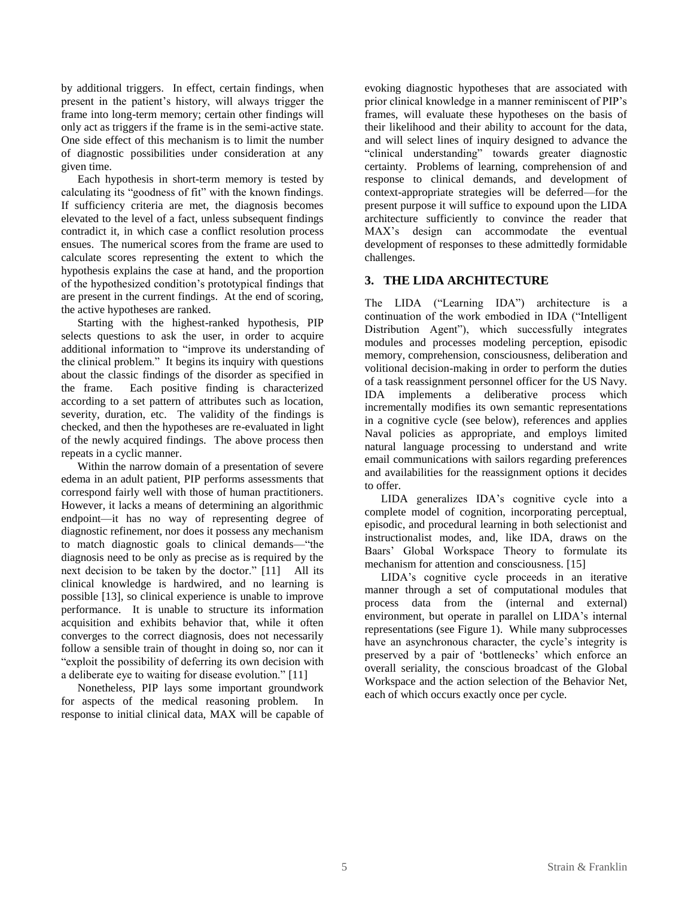by additional triggers. In effect, certain findings, when present in the patient's history, will always trigger the frame into long-term memory; certain other findings will only act as triggers if the frame is in the semi-active state. One side effect of this mechanism is to limit the number of diagnostic possibilities under consideration at any given time.

Each hypothesis in short-term memory is tested by calculating its "goodness of fit" with the known findings. If sufficiency criteria are met, the diagnosis becomes elevated to the level of a fact, unless subsequent findings contradict it, in which case a conflict resolution process ensues. The numerical scores from the frame are used to calculate scores representing the extent to which the hypothesis explains the case at hand, and the proportion of the hypothesized condition's prototypical findings that are present in the current findings. At the end of scoring, the active hypotheses are ranked.

Starting with the highest-ranked hypothesis, PIP selects questions to ask the user, in order to acquire additional information to "improve its understanding of the clinical problem." It begins its inquiry with questions about the classic findings of the disorder as specified in the frame. Each positive finding is characterized according to a set pattern of attributes such as location, severity, duration, etc. The validity of the findings is checked, and then the hypotheses are re-evaluated in light of the newly acquired findings. The above process then repeats in a cyclic manner.

Within the narrow domain of a presentation of severe edema in an adult patient, PIP performs assessments that correspond fairly well with those of human practitioners. However, it lacks a means of determining an algorithmic endpoint—it has no way of representing degree of diagnostic refinement, nor does it possess any mechanism to match diagnostic goals to clinical demands—"the diagnosis need to be only as precise as is required by the next decision to be taken by the doctor." [11] All its clinical knowledge is hardwired, and no learning is possible [13], so clinical experience is unable to improve performance. It is unable to structure its information acquisition and exhibits behavior that, while it often converges to the correct diagnosis, does not necessarily follow a sensible train of thought in doing so, nor can it "exploit the possibility of deferring its own decision with a deliberate eye to waiting for disease evolution." [11]

Nonetheless, PIP lays some important groundwork for aspects of the medical reasoning problem. In response to initial clinical data, MAX will be capable of evoking diagnostic hypotheses that are associated with prior clinical knowledge in a manner reminiscent of PIP's frames, will evaluate these hypotheses on the basis of their likelihood and their ability to account for the data, and will select lines of inquiry designed to advance the "clinical understanding" towards greater diagnostic certainty. Problems of learning, comprehension of and response to clinical demands, and development of context-appropriate strategies will be deferred—for the present purpose it will suffice to expound upon the LIDA architecture sufficiently to convince the reader that MAX's design can accommodate the eventual development of responses to these admittedly formidable challenges.

## 3. THE LIDA ARCHITECTURE

The LIDA ("Learning IDA") architecture is a continuation of the work embodied in IDA ("Intelligent Distribution Agent"), which successfully integrates modules and processes modeling perception, episodic memory, comprehension, consciousness, deliberation and volitional decision-making in order to perform the duties of a task reassignment personnel officer for the US Navy. IDA implements a deliberative process which incrementally modifies its own semantic representations in a cognitive cycle (see below), references and applies Naval policies as appropriate, and employs limited natural language processing to understand and write email communications with sailors regarding preferences and availabilities for the reassignment options it decides to offer.

LIDA generalizes IDA's cognitive cycle into a complete model of cognition, incorporating perceptual, episodic, and procedural learning in both selectionist and instructionalist modes, and, like IDA, draws on the Baars' Global Workspace Theory to formulate its mechanism for attention and consciousness. [15]

LIDA's cognitive cycle proceeds in an iterative manner through a set of computational modules that process data from the (internal and external) environment, but operate in parallel on LIDA's internal representations (see Figure 1). While many subprocesses have an asynchronous character, the cycle's integrity is preserved by a pair of 'bottlenecks' which enforce an overall seriality, the conscious broadcast of the Global Workspace and the action selection of the Behavior Net, each of which occurs exactly once per cycle.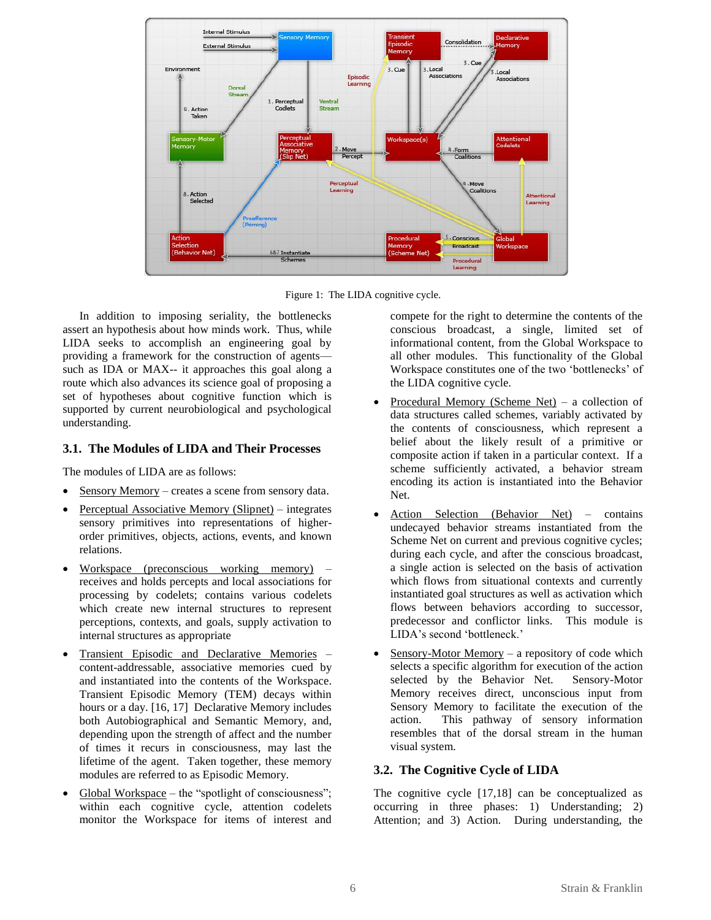Figure 1: The LIDA cognitive cycle.

In addition to imposing seriality, the bottlenecks assert an hypothesis about how minds work. Thus, while LIDA seeks to accomplish an engineering goal by providing a framework for the construction of agents—such as IDA or MAX-- it approaches this goal along a route which also advances its science goal of proposing a set of hypotheses about cognitive function which is supported by current neurobiological and psychological understanding.

### 3.1. The Modules of LIDA and Their Processes

The modules of LIDA are as follows:

- Sensory Memory – creates a scene from sensory data.
- Perceptual Associative Memory (Slipnet) – integrates sensory primitives into representations of higher-order primitives, objects, actions, events, and known relations.
- Workspace (preconscious working memory) – receives and holds percepts and local associations for processing by codelets; contains various codelets which create new internal structures to represent perceptions, contexts, and goals, supply activation to internal structures as appropriate
- Transient Episodic and Declarative Memories – content-addressable, associative memories cued by and instantiated into the contents of the Workspace. Transient Episodic Memory (TEM) decays within hours or a day. [16, 17] Declarative Memory includes both Autobiographical and Semantic Memory, and, depending upon the strength of affect and the number of times it recurs in consciousness, may last the lifetime of the agent. Taken together, these memory modules are referred to as Episodic Memory.
- Global Workspace – the "spotlight of consciousness"; within each cognitive cycle, attention codelets monitor the Workspace for items of interest and compete for the right to determine the contents of the conscious broadcast, a single, limited set of informational content, from the Global Workspace to all other modules. This functionality of the Global Workspace constitutes one of the two 'bottlenecks' of the LIDA cognitive cycle.
- Procedural Memory (Scheme Net) – a collection of data structures called schemes, variably activated by the contents of consciousness, which represent a belief about the likely result of a primitive or composite action if taken in a particular context. If a scheme sufficiently activated, a behavior stream encoding its action is instantiated into the Behavior Net.
- Action Selection (Behavior Net) – contains undecayed behavior streams instantiated from the Scheme Net on current and previous cognitive cycles; during each cycle, and after the conscious broadcast, a single action is selected on the basis of activation which flows from situational contexts and currently instantiated goal structures as well as activation which flows between behaviors according to successor, predecessor and conflictor links. This module is LIDA's second 'bottleneck.'
- Sensory-Motor Memory – a repository of code which selects a specific algorithm for execution of the action selected by the Behavior Net. Sensory-Motor Memory receives direct, unconscious input from Sensory Memory to facilitate the execution of the action. This pathway of sensory information resembles that of the dorsal stream in the human visual system.

### 3.2. The Cognitive Cycle of LIDA

The cognitive cycle [17,18] can be conceptualized as occurring in three phases: 1) Understanding; 2) Attention; and 3) Action. During understanding, the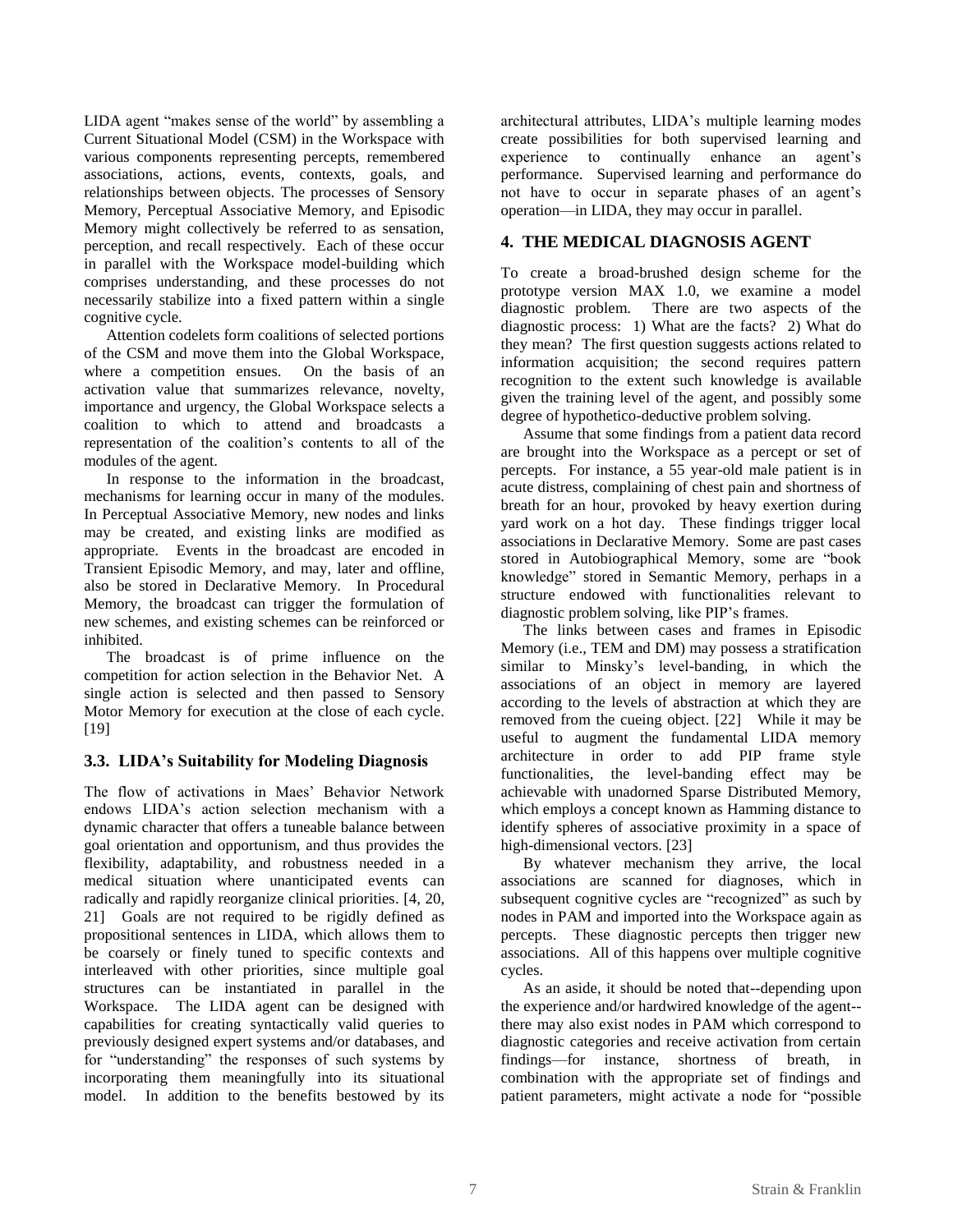LIDA agent "makes sense of the world" by assembling a Current Situational Model (CSM) in the Workspace with various components representing percepts, remembered associations, actions, events, contexts, goals, and relationships between objects. The processes of Sensory Memory, Perceptual Associative Memory, and Episodic Memory might collectively be referred to as sensation, perception, and recall respectively. Each of these occur in parallel with the Workspace model-building which comprises understanding, and these processes do not necessarily stabilize into a fixed pattern within a single cognitive cycle.

Attention codelets form coalitions of selected portions of the CSM and move them into the Global Workspace, where a competition ensues. On the basis of an activation value that summarizes relevance, novelty, importance and urgency, the Global Workspace selects a coalition to which to attend and broadcasts a representation of the coalition's contents to all of the modules of the agent.

In response to the information in the broadcast, mechanisms for learning occur in many of the modules. In Perceptual Associative Memory, new nodes and links may be created, and existing links are modified as appropriate. Events in the broadcast are encoded in Transient Episodic Memory, and may, later and offline, also be stored in Declarative Memory. In Procedural Memory, the broadcast can trigger the formulation of new schemes, and existing schemes can be reinforced or inhibited.

The broadcast is of prime influence on the competition for action selection in the Behavior Net. A single action is selected and then passed to Sensory Motor Memory for execution at the close of each cycle. [19]

### 3.3. LIDA's Suitability for Modeling Diagnosis

The flow of activations in Maes' Behavior Network endows LIDA's action selection mechanism with a dynamic character that offers a tuneable balance between goal orientation and opportunism, and thus provides the flexibility, adaptability, and robustness needed in a medical situation where unanticipated events can radically and rapidly reorganize clinical priorities. [4, 20, 21] Goals are not required to be rigidly defined as propositional sentences in LIDA, which allows them to be coarsely or finely tuned to specific contexts and interleaved with other priorities, since multiple goal structures can be instantiated in parallel in the Workspace. The LIDA agent can be designed with capabilities for creating syntactically valid queries to previously designed expert systems and/or databases, and for "understanding" the responses of such systems by incorporating them meaningfully into its situational model. In addition to the benefits bestowed by its architectural attributes, LIDA's multiple learning modes create possibilities for both supervised learning and experience to continually enhance an agent's performance. Supervised learning and performance do not have to occur in separate phases of an agent's operation—in LIDA, they may occur in parallel.

## 4. THE MEDICAL DIAGNOSIS AGENT

To create a broad-brushed design scheme for the prototype version MAX 1.0, we examine a model diagnostic problem. There are two aspects of the diagnostic process: 1) What are the facts? 2) What do they mean? The first question suggests actions related to information acquisition; the second requires pattern recognition to the extent such knowledge is available given the training level of the agent, and possibly some degree of hypothetico-deductive problem solving.

Assume that some findings from a patient data record are brought into the Workspace as a percept or set of percepts. For instance, a 55 year-old male patient is in acute distress, complaining of chest pain and shortness of breath for an hour, provoked by heavy exertion during yard work on a hot day. These findings trigger local associations in Declarative Memory. Some are past cases stored in Autobiographical Memory, some are "book knowledge" stored in Semantic Memory, perhaps in a structure endowed with functionalities relevant to diagnostic problem solving, like PIP's frames.

The links between cases and frames in Episodic Memory (i.e., TEM and DM) may possess a stratification similar to Minsky's level-banding, in which the associations of an object in memory are layered according to the levels of abstraction at which they are removed from the cueing object. [22] While it may be useful to augment the fundamental LIDA memory architecture in order to add PIP frame style functionalities, the level-banding effect may be achievable with unadorned Sparse Distributed Memory, which employs a concept known as Hamming distance to identify spheres of associative proximity in a space of high-dimensional vectors. [23]

By whatever mechanism they arrive, the local associations are scanned for diagnoses, which in subsequent cognitive cycles are "recognized" as such by nodes in PAM and imported into the Workspace again as percepts. These diagnostic percepts then trigger new associations. All of this happens over multiple cognitive cycles.

As an aside, it should be noted that--depending upon the experience and/or hardwired knowledge of the agent--there may also exist nodes in PAM which correspond to diagnostic categories and receive activation from certain findings—for instance, shortness of breath, in combination with the appropriate set of findings and patient parameters, might activate a node for "possible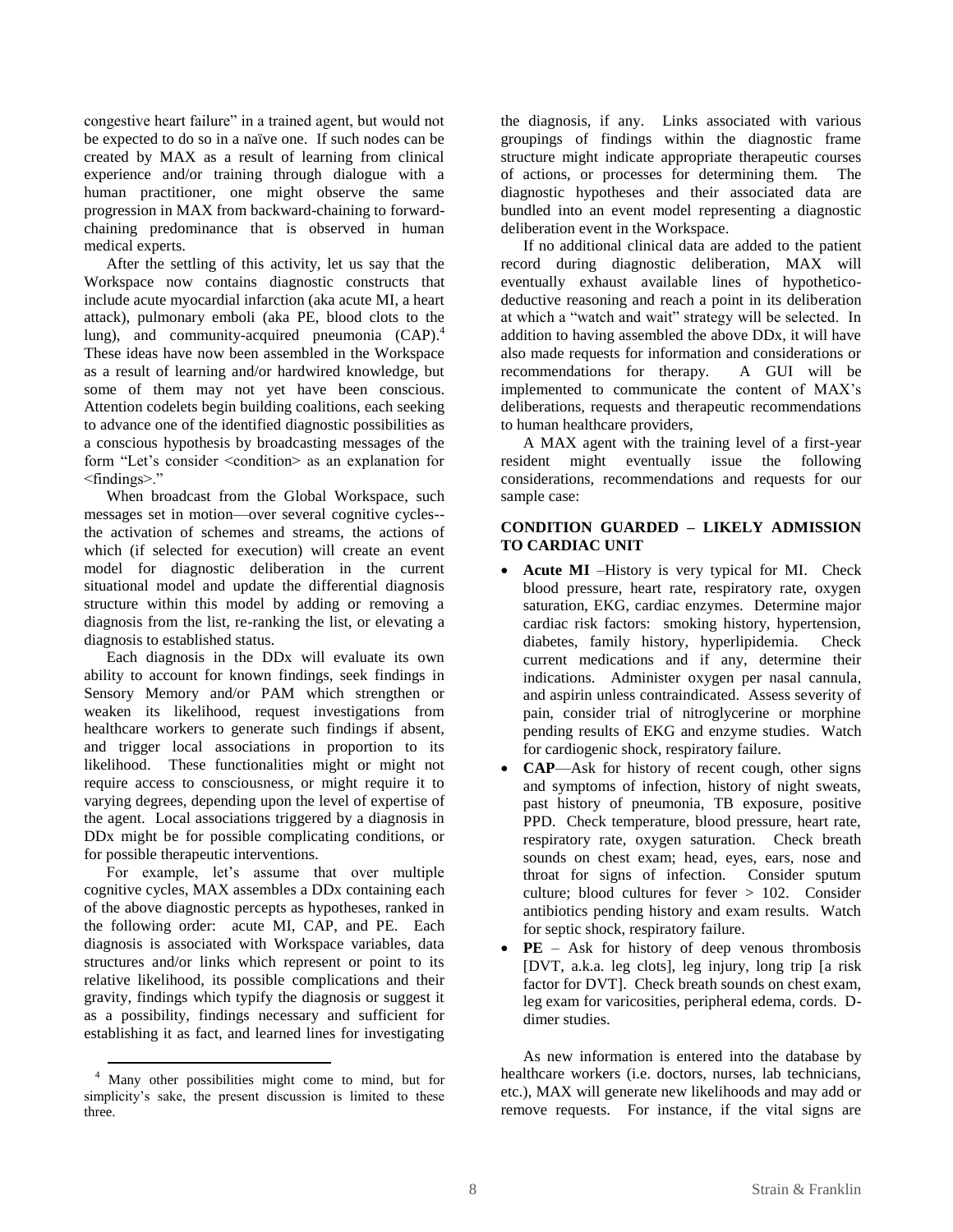congestive heart failure" in a trained agent, but would not be expected to do so in a naïve one. If such nodes can be created by MAX as a result of learning from clinical experience and/or training through dialogue with a human practitioner, one might observe the same progression in MAX from backward-chaining to forward-chaining predominance that is observed in human medical experts.

After the settling of this activity, let us say that the Workspace now contains diagnostic constructs that include acute myocardial infarction (aka acute MI, a heart attack), pulmonary emboli (aka PE, blood clots to the lung), and community-acquired pneumonia (CAP).[4] These ideas have now been assembled in the Workspace as a result of learning and/or hardwired knowledge, but some of them may not yet have been conscious. Attention codelets begin building coalitions, each seeking to advance one of the identified diagnostic possibilities as a conscious hypothesis by broadcasting messages of the form "Let's consider <condition> as an explanation for <findings>."

When broadcast from the Global Workspace, such messages set in motion—over several cognitive cycles--the activation of schemes and streams, the actions of which (if selected for execution) will create an event model for diagnostic deliberation in the current situational model and update the differential diagnosis structure within this model by adding or removing a diagnosis from the list, re-ranking the list, or elevating a diagnosis to established status.

Each diagnosis in the DDx will evaluate its own ability to account for known findings, seek findings in Sensory Memory and/or PAM which strengthen or weaken its likelihood, request investigations from healthcare workers to generate such findings if absent, and trigger local associations in proportion to its likelihood. These functionalities might or might not require access to consciousness, or might require it to varying degrees, depending upon the level of expertise of the agent. Local associations triggered by a diagnosis in DDx might be for possible complicating conditions, or for possible therapeutic interventions.

For example, let's assume that over multiple cognitive cycles, MAX assembles a DDx containing each of the above diagnostic percepts as hypotheses, ranked in the following order: acute MI, CAP, and PE. Each diagnosis is associated with Workspace variables, data structures and/or links which represent or point to its relative likelihood, its possible complications and their gravity, findings which typify the diagnosis or suggest it as a possibility, findings necessary and sufficient for establishing it as fact, and learned lines for investigating the diagnosis, if any. Links associated with various groupings of findings within the diagnostic frame structure might indicate appropriate therapeutic courses of actions, or processes for determining them. The diagnostic hypotheses and their associated data are bundled into an event model representing a diagnostic deliberation event in the Workspace.

If no additional clinical data are added to the patient record during diagnostic deliberation, MAX will eventually exhaust available lines of hypothetico-deductive reasoning and reach a point in its deliberation at which a "watch and wait" strategy will be selected. In addition to having assembled the above DDx, it will have also made requests for information and considerations or recommendations for therapy. A GUI will be implemented to communicate the content of MAX's deliberations, requests and therapeutic recommendations to human healthcare providers,

A MAX agent with the training level of a first-year resident might eventually issue the following considerations, recommendations and requests for our sample case:

**CONDITION GUARDED – LIKELY ADMISSION TO CARDIAC UNIT**

- **Acute MI** –History is very typical for MI. Check blood pressure, heart rate, respiratory rate, oxygen saturation, EKG, cardiac enzymes. Determine major cardiac risk factors: smoking history, hypertension, diabetes, family history, hyperlipidemia. Check current medications and if any, determine their indications. Administer oxygen per nasal cannula, and aspirin unless contraindicated. Assess severity of pain, consider trial of nitroglycerine or morphine pending results of EKG and enzyme studies. Watch for cardiogenic shock, respiratory failure.
- **CAP**—Ask for history of recent cough, other signs and symptoms of infection, history of night sweats, past history of pneumonia, TB exposure, positive PPD. Check temperature, blood pressure, heart rate, respiratory rate, oxygen saturation. Check breath sounds on chest exam; head, eyes, ears, nose and throat for signs of infection. Consider sputum culture; blood cultures for fever > 102. Consider antibiotics pending history and exam results. Watch for septic shock, respiratory failure.
- **PE** – Ask for history of deep venous thrombosis [DVT, a.k.a. leg clots], leg injury, long trip [a risk factor for DVT]. Check breath sounds on chest exam, leg exam for varicosities, peripheral edema, cords. D-dimer studies.

As new information is entered into the database by healthcare workers (i.e. doctors, nurses, lab technicians, etc.), MAX will generate new likelihoods and may add or remove requests. For instance, if the vital signs are

---

[4] Many other possibilities might come to mind, but for simplicity's sake, the present discussion is limited to these three.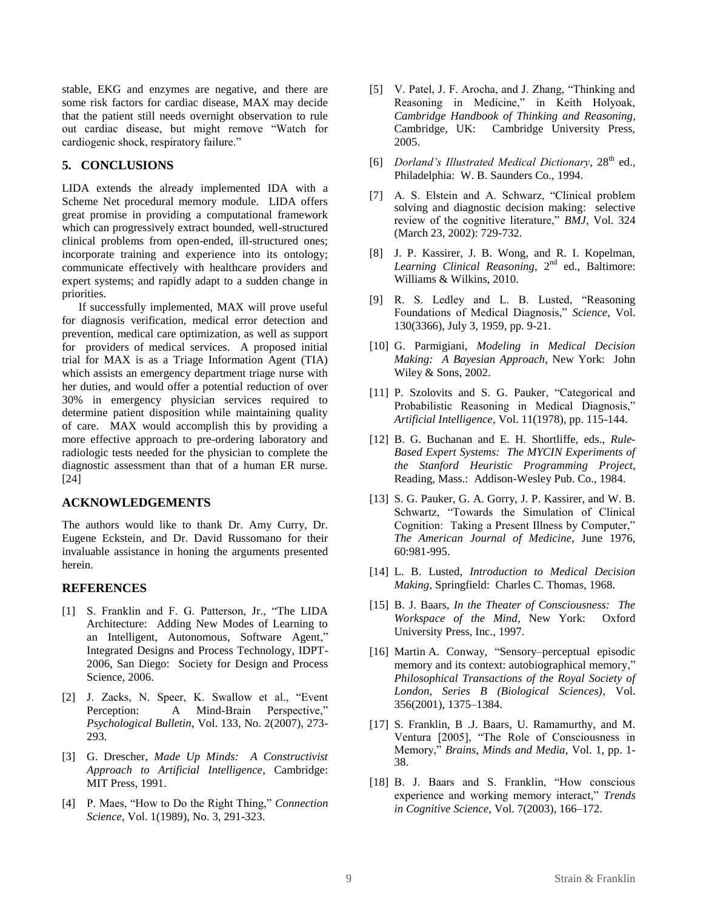stable, EKG and enzymes are negative, and there are some risk factors for cardiac disease, MAX may decide that the patient still needs overnight observation to rule out cardiac disease, but might remove "Watch for cardiogenic shock, respiratory failure."

## 5. CONCLUSIONS

LIDA extends the already implemented IDA with a Scheme Net procedural memory module. LIDA offers great promise in providing a computational framework which can progressively extract bounded, well-structured clinical problems from open-ended, ill-structured ones; incorporate training and experience into its ontology; communicate effectively with healthcare providers and expert systems; and rapidly adapt to a sudden change in priorities.

If successfully implemented, MAX will prove useful for diagnosis verification, medical error detection and prevention, medical care optimization, as well as support for providers of medical services. A proposed initial trial for MAX is as a Triage Information Agent (TIA) which assists an emergency department triage nurse with her duties, and would offer a potential reduction of over 30% in emergency physician services required to determine patient disposition while maintaining quality of care. MAX would accomplish this by providing a more effective approach to pre-ordering laboratory and radiologic tests needed for the physician to complete the diagnostic assessment than that of a human ER nurse. [24]

## ACKNOWLEDGEMENTS

The authors would like to thank Dr. Amy Curry, Dr. Eugene Eckstein, and Dr. David Russomano for their invaluable assistance in honing the arguments presented herein.

## REFERENCES

[1] S. Franklin and F. G. Patterson, Jr., "The LIDA Architecture: Adding New Modes of Learning to an Intelligent, Autonomous, Software Agent," Integrated Designs and Process Technology, IDPT-2006, San Diego: Society for Design and Process Science, 2006.

[2] J. Zacks, N. Speer, K. Swallow et al., "Event Perception: A Mind-Brain Perspective," *Psychological Bulletin*, Vol. 133, No. 2(2007), 273-293.

[3] G. Drescher, *Made Up Minds: A Constructivist Approach to Artificial Intelligence*, Cambridge: MIT Press, 1991.

[4] P. Maes, "How to Do the Right Thing," *Connection Science*, Vol. 1(1989), No. 3, 291-323.

[5] V. Patel, J. F. Arocha, and J. Zhang, "Thinking and Reasoning in Medicine," in Keith Holyoak, *Cambridge Handbook of Thinking and Reasoning*, Cambridge, UK: Cambridge University Press, 2005.

[6] *Dorland's Illustrated Medical Dictionary*, 28th ed., Philadelphia: W. B. Saunders Co., 1994.

[7] A. S. Elstein and A. Schwarz, "Clinical problem solving and diagnostic decision making: selective review of the cognitive literature," *BMJ*, Vol. 324 (March 23, 2002): 729-732.

[8] J. P. Kassirer, J. B. Wong, and R. I. Kopelman, *Learning Clinical Reasoning*, 2nd ed., Baltimore: Williams & Wilkins, 2010.

[9] R. S. Ledley and L. B. Lusted, "Reasoning Foundations of Medical Diagnosis," *Science*, Vol. 130(3366), July 3, 1959, pp. 9-21.

[10] G. Parmigiani, *Modeling in Medical Decision Making: A Bayesian Approach*, New York: John Wiley & Sons, 2002.

[11] P. Szolovits and S. G. Pauker, "Categorical and Probabilistic Reasoning in Medical Diagnosis," *Artificial Intelligence*, Vol. 11(1978), pp. 115-144.

[12] B. G. Buchanan and E. H. Shortliffe, eds., *Rule-Based Expert Systems: The MYCIN Experiments of the Stanford Heuristic Programming Project*, Reading, Mass.: Addison-Wesley Pub. Co., 1984.

[13] S. G. Pauker, G. A. Gorry, J. P. Kassirer, and W. B. Schwartz, "Towards the Simulation of Clinical Cognition: Taking a Present Illness by Computer," *The American Journal of Medicine*, June 1976, 60:981-995.

[14] L. B. Lusted, *Introduction to Medical Decision Making*, Springfield: Charles C. Thomas, 1968.

[15] B. J. Baars, *In the Theater of Consciousness: The Workspace of the Mind*, New York: Oxford University Press, Inc., 1997.

[16] Martin A. Conway, "Sensory–perceptual episodic memory and its context: autobiographical memory," *Philosophical Transactions of the Royal Society of London, Series B (Biological Sciences)*, Vol. 356(2001), 1375–1384.

[17] S. Franklin, B .J. Baars, U. Ramamurthy, and M. Ventura [2005], "The Role of Consciousness in Memory," *Brains, Minds and Media*, Vol. 1, pp. 1-38.

[18] B. J. Baars and S. Franklin, "How conscious experience and working memory interact," *Trends in Cognitive Science*, Vol. 7(2003), 166–172.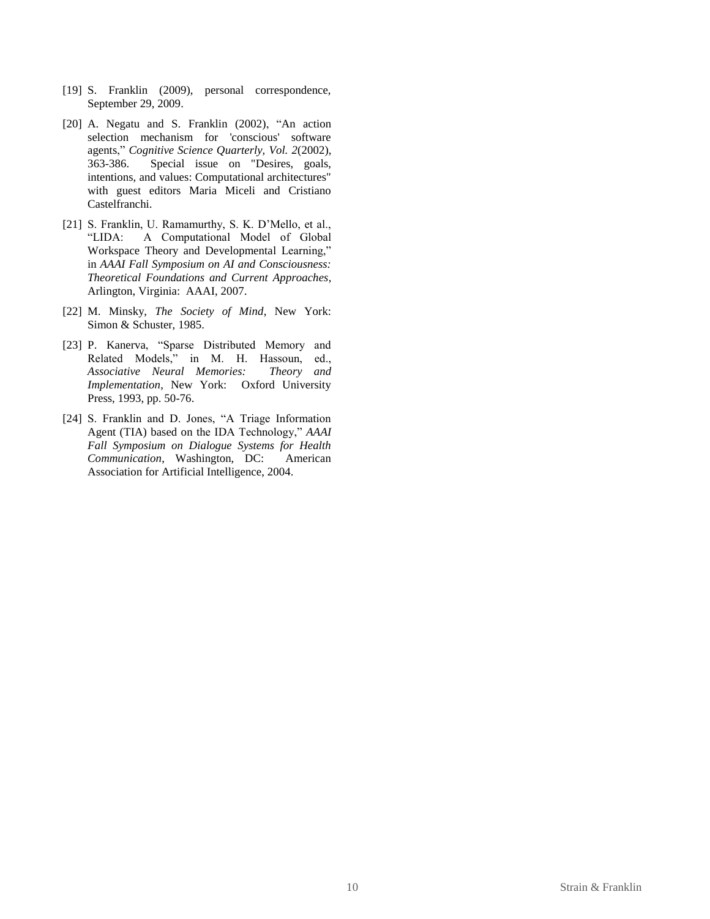[19] S. Franklin (2009), personal correspondence, September 29, 2009.

[20] A. Negatu and S. Franklin (2002), "An action selection mechanism for 'conscious' software agents," *Cognitive Science Quarterly, Vol. 2*(2002), 363-386. Special issue on "Desires, goals, intentions, and values: Computational architectures" with guest editors Maria Miceli and Cristiano Castelfranchi.

[21] S. Franklin, U. Ramamurthy, S. K. D'Mello, et al., "LIDA: A Computational Model of Global Workspace Theory and Developmental Learning," in *AAAI Fall Symposium on AI and Consciousness: Theoretical Foundations and Current Approaches*, Arlington, Virginia: AAAI, 2007.

[22] M. Minsky, *The Society of Mind*, New York: Simon & Schuster, 1985.

[23] P. Kanerva, "Sparse Distributed Memory and Related Models," in M. H. Hassoun, ed., *Associative Neural Memories: Theory and Implementation*, New York: Oxford University Press, 1993, pp. 50-76.

[24] S. Franklin and D. Jones, "A Triage Information Agent (TIA) based on the IDA Technology," *AAAI Fall Symposium on Dialogue Systems for Health Communication*, Washington, DC: American Association for Artificial Intelligence, 2004.